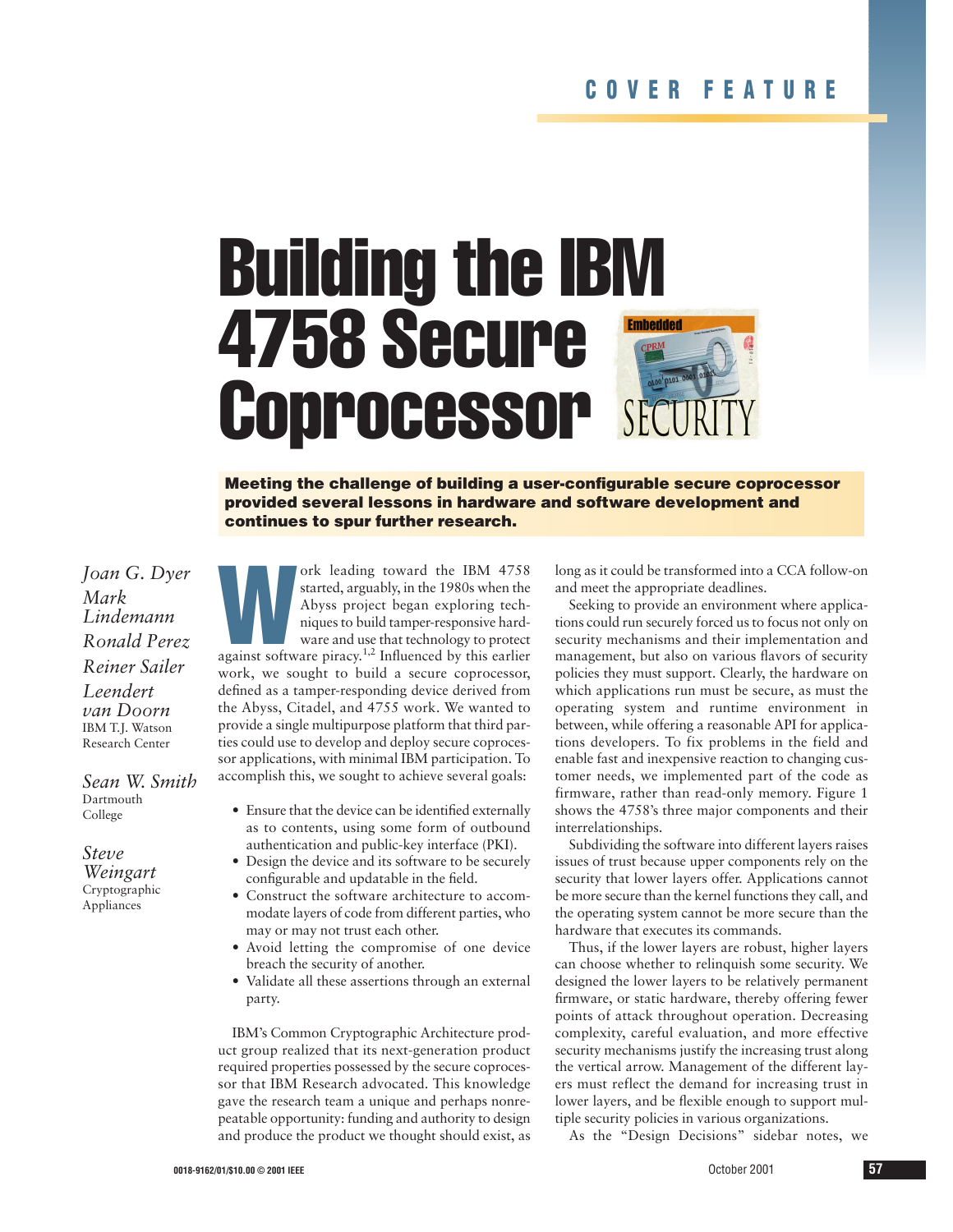COVER FEATURE

# Building the IBM 4758 Secure Coprocessor

**Meeting the challenge of building a user-configurable secure coprocessor provided several lessons in hardware and software development and continues to spur further research.**

*Joan G. Dyer*
*Mark Lindemann*
*Ronald Perez*
*Reiner Sailer*
*Leendert van Doorn*
IBM T.J. Watson Research Center

*Sean W. Smith*
Dartmouth College

*Steve Weingart*
Cryptographic Appliances

Work leading toward the IBM 4758 started, arguably, in the 1980s when the Abyss project began exploring techniques to build tamper-responsive hardware and use that technology to protect against software piracy.[1,2] Influenced by this earlier work, we sought to build a secure coprocessor, defined as a tamper-responding device derived from the Abyss, Citadel, and 4755 work. We wanted to provide a single multipurpose platform that third parties could use to develop and deploy secure coprocessor applications, with minimal IBM participation. To accomplish this, we sought to achieve several goals:

- Ensure that the device can be identified externally as to contents, using some form of outbound authentication and public-key interface (PKI).
- Design the device and its software to be securely configurable and updatable in the field.
- Construct the software architecture to accommodate layers of code from different parties, who may or may not trust each other.
- Avoid letting the compromise of one device breach the security of another.
- Validate all these assertions through an external party.

IBM's Common Cryptographic Architecture product group realized that its next-generation product required properties possessed by the secure coprocessor that IBM Research advocated. This knowledge gave the research team a unique and perhaps nonrepeatable opportunity: funding and authority to design and produce the product we thought should exist, as long as it could be transformed into a CCA follow-on and meet the appropriate deadlines.

Seeking to provide an environment where applications could run securely forced us to focus not only on security mechanisms and their implementation and management, but also on various flavors of security policies they must support. Clearly, the hardware on which applications run must be secure, as must the operating system and runtime environment in between, while offering a reasonable API for applications developers. To fix problems in the field and enable fast and inexpensive reaction to changing customer needs, we implemented part of the code as firmware, rather than read-only memory. Figure 1 shows the 4758's three major components and their interrelationships.

Subdividing the software into different layers raises issues of trust because upper components rely on the security that lower layers offer. Applications cannot be more secure than the kernel functions they call, and the operating system cannot be more secure than the hardware that executes its commands.

Thus, if the lower layers are robust, higher layers can choose whether to relinquish some security. We designed the lower layers to be relatively permanent firmware, or static hardware, thereby offering fewer points of attack throughout operation. Decreasing complexity, careful evaluation, and more effective security mechanisms justify the increasing trust along the vertical arrow. Management of the different layers must reflect the demand for increasing trust in lower layers, and be flexible enough to support multiple security policies in various organizations.

As the "Design Decisions" sidebar notes, we

0018-9162/01/$10.00 © 2001 IEEE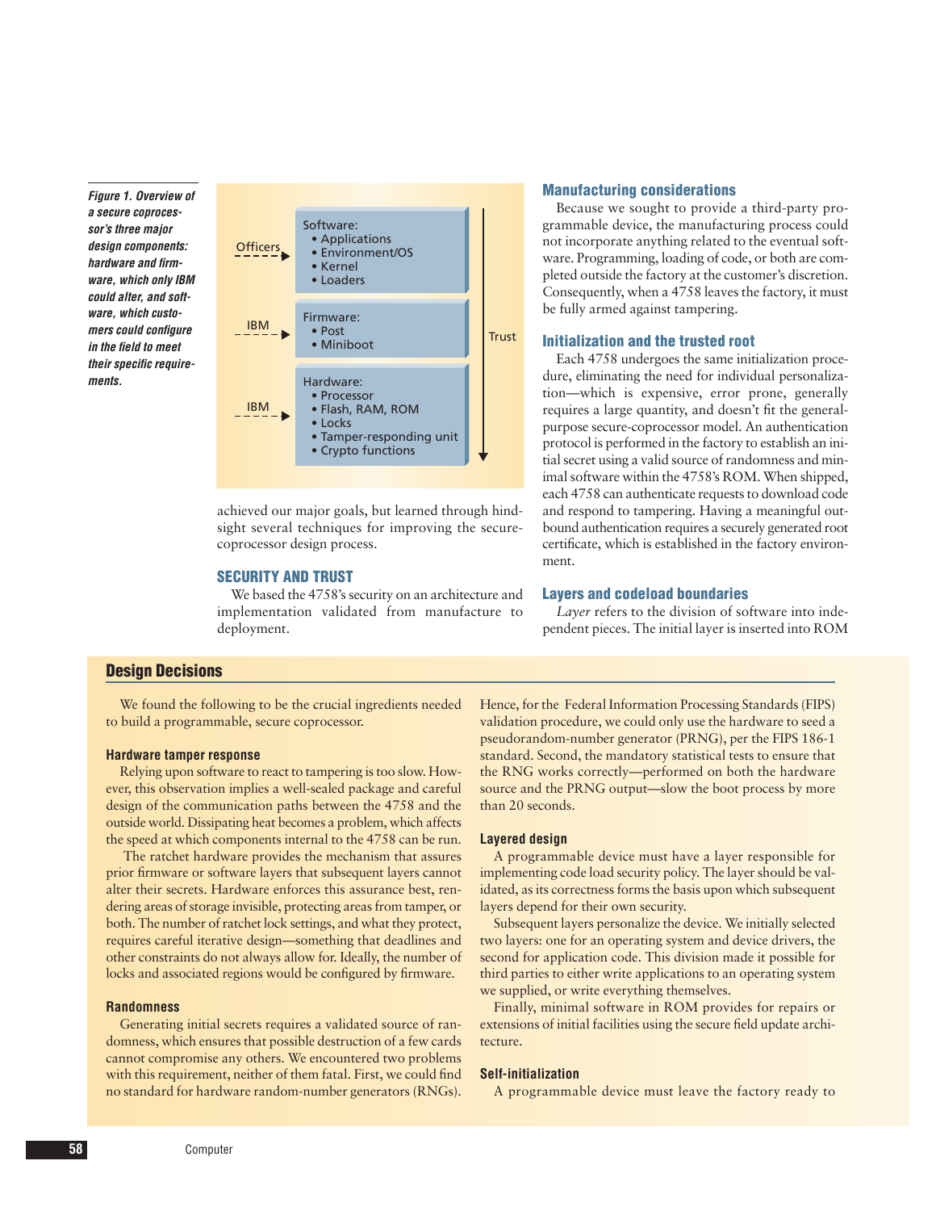Figure 1. Overview of a secure coprocessor's three major design components: hardware and firmware, which only IBM could alter, and software, which customers could configure in the field to meet their specific requirements.

| | | |
|---|---|---|
| Officers → | **Software:** • Applications • Environment/OS • Kernel • Loaders | Trust ↓ |
| IBM → | **Firmware:** • Post • Miniboot | |
| IBM → | **Hardware:** • Processor • Flash, RAM, ROM • Locks • Tamper-responding unit • Crypto functions | |

achieved our major goals, but learned through hindsight several techniques for improving the secure-coprocessor design process.

## SECURITY AND TRUST

We based the 4758's security on an architecture and implementation validated from manufacture to deployment.

### Manufacturing considerations

Because we sought to provide a third-party programmable device, the manufacturing process could not incorporate anything related to the eventual software. Programming, loading of code, or both are completed outside the factory at the customer's discretion. Consequently, when a 4758 leaves the factory, it must be fully armed against tampering.

### Initialization and the trusted root

Each 4758 undergoes the same initialization procedure, eliminating the need for individual personalization—which is expensive, error prone, generally requires a large quantity, and doesn't fit the general-purpose secure-coprocessor model. An authentication protocol is performed in the factory to establish an initial secret using a valid source of randomness and minimal software within the 4758's ROM. When shipped, each 4758 can authenticate requests to download code and respond to tampering. Having a meaningful outbound authentication requires a securely generated root certificate, which is established in the factory environment.

### Layers and codeload boundaries

*Layer* refers to the division of software into independent pieces. The initial layer is inserted into ROM

## Design Decisions

We found the following to be the crucial ingredients needed to build a programmable, secure coprocessor.

### Hardware tamper response

Relying upon software to react to tampering is too slow. However, this observation implies a well-sealed package and careful design of the communication paths between the 4758 and the outside world. Dissipating heat becomes a problem, which affects the speed at which components internal to the 4758 can be run.

The ratchet hardware provides the mechanism that assures prior firmware or software layers that subsequent layers cannot alter their secrets. Hardware enforces this assurance best, rendering areas of storage invisible, protecting areas from tampering, or both. The number of ratchet lock settings, and what they protect, requires careful iterative design—something that deadlines and other constraints do not always allow for. Ideally, the number of locks and associated regions would be configured by firmware.

### Randomness

Generating initial secrets requires a validated source of randomness, which ensures that possible destruction of a few cards cannot compromise any others. We encountered two problems with this requirement, neither of them fatal. First, we could find no standard for hardware random-number generators (RNGs). Hence, for the Federal Information Processing Standards (FIPS) validation procedure, we could only use the hardware to seed a pseudorandom-number generator (PRNG), per the FIPS 186-1 standard. Second, the mandatory statistical tests to ensure that the RNG works correctly—performed on both the hardware source and the PRNG output—slow the boot process by more than 20 seconds.

### Layered design

A programmable device must have a layer responsible for implementing code load security policy. The layer should be validated, as its correctness forms the basis upon which subsequent layers depend for their own security.

Subsequent layers personalize the device. We initially selected two layers: one for an operating system and device drivers, the second for application code. This division made it possible for third parties to either write applications to an operating system we supplied, or write everything themselves.

Finally, minimal software in ROM provides for repairs or extensions of initial facilities using the secure field update architecture.

### Self-initialization

A programmable device must leave the factory ready to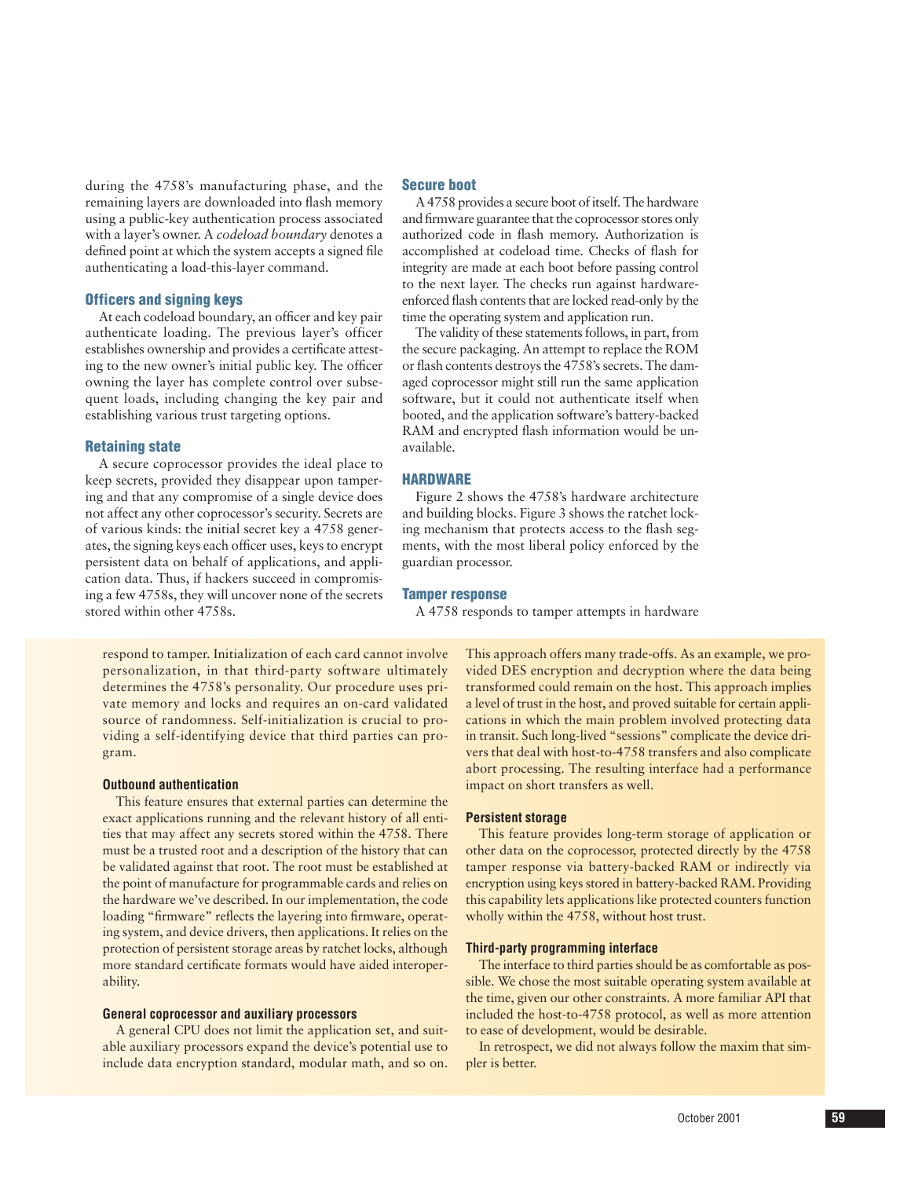during the 4758's manufacturing phase, and the remaining layers are downloaded into flash memory using a public-key authentication process associated with a layer's owner. A *codeload boundary* denotes a defined point at which the system accepts a signed file authenticating a load-this-layer command.

### Officers and signing keys

At each codeload boundary, an officer and key pair authenticate loading. The previous layer's officer establishes ownership and provides a certificate attesting to the new owner's initial public key. The officer owning the layer has complete control over subsequent loads, including changing the key pair and establishing various trust targeting options.

### Retaining state

A secure coprocessor provides the ideal place to keep secrets, provided they disappear upon tampering and that any compromise of a single device does not affect any other coprocessor's security. Secrets are of various kinds: the initial secret key a 4758 generates, the signing keys each officer uses, keys to encrypt persistent data on behalf of applications, and application data. Thus, if hackers succeed in compromising a few 4758s, they will uncover none of the secrets stored within other 4758s.

### Secure boot

A 4758 provides a secure boot of itself. The hardware and firmware guarantee that the coprocessor stores only authorized code in flash memory. Authorization is accomplished at codeload time. Checks of flash for integrity are made at each boot before passing control to the next layer. The checks run against hardware-enforced flash contents that are locked read-only by the time the operating system and application run.

The validity of these statements follows, in part, from the secure packaging. An attempt to replace the ROM or flash contents destroys the 4758's secrets. The damaged coprocessor might still run the same application software, but it could not authenticate itself when booted, and the application software's battery-backed RAM and encrypted flash information would be unavailable.

## HARDWARE

Figure 2 shows the 4758's hardware architecture and building blocks. Figure 3 shows the ratchet locking mechanism that protects access to the flash segments, with the most liberal policy enforced by the guardian processor.

### Tamper response

A 4758 responds to tamper attempts in hardware

---

respond to tamper. Initialization of each card cannot involve personalization, in that third-party software ultimately determines the 4758's personality. Our procedure uses private memory and locks and requires an on-card validated source of randomness. Self-initialization is crucial to providing a self-identifying device that third parties can program.

#### Outbound authentication

This feature ensures that external parties can determine the exact applications running and the relevant history of all entities that may affect any secrets stored within the 4758. There must be a trusted root and a description of the history that can be validated against that root. The root must be established at the point of manufacture for programmable cards and relies on the hardware we've described. In our implementation, the code loading "firmware" reflects the layering into firmware, operating system, and device drivers, then applications. It relies on the protection of persistent storage areas by ratchet locks, although more standard certificate formats would have aided interoperability.

#### General coprocessor and auxiliary processors

A general CPU does not limit the application set, and suitable auxiliary processors expand the device's potential use to include data encryption standard, modular math, and so on. This approach offers many trade-offs. As an example, we provided DES encryption and decryption where the data being transformed could remain on the host. This approach implies a level of trust in the host, and proved suitable for certain applications in which the main problem involved protecting data in transit. Such long-lived "sessions" complicate the device drivers that deal with host-to-4758 transfers and also complicate abort processing. The resulting interface had a performance impact on short transfers as well.

#### Persistent storage

This feature provides long-term storage of application or other data on the coprocessor, protected directly by the 4758 tamper response via battery-backed RAM or indirectly via encryption using keys stored in battery-backed RAM. Providing this capability lets applications like protected counters function wholly within the 4758, without host trust.

#### Third-party programming interface

The interface to third parties should be as comfortable as possible. We chose the most suitable operating system available at the time, given our other constraints. A more familiar API that included the host-to-4758 protocol, as well as more attention to ease of development, would be desirable.

In retrospect, we did not always follow the maxim that simpler is better.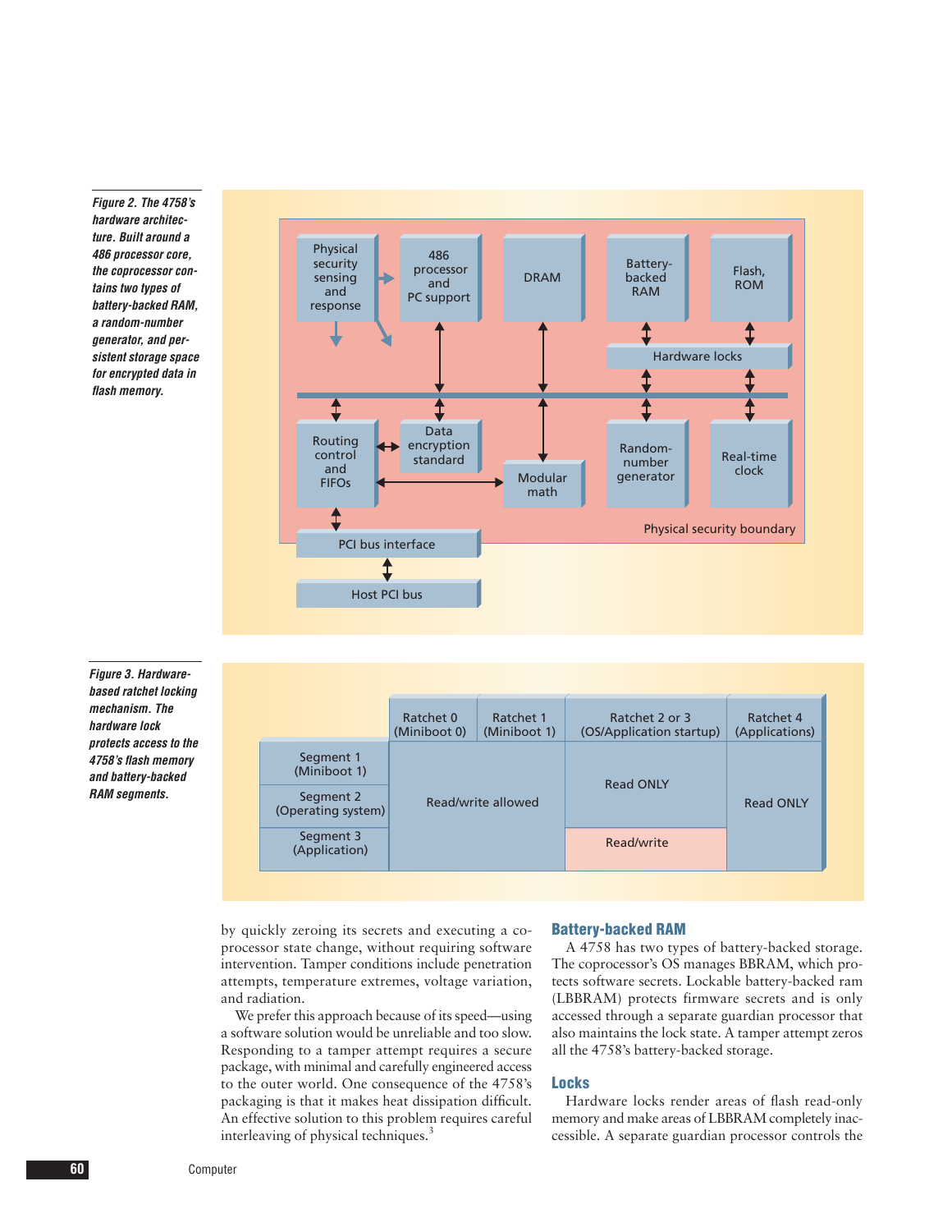Figure 2. The 4758's hardware architecture. Built around a 486 processor core, the coprocessor contains two types of battery-backed RAM, a random-number generator, and persistent storage space for encrypted data in flash memory.

Figure 3. Hardware-based ratchet locking mechanism. The hardware lock protects access to the 4758's flash memory and battery-backed RAM segments.

| | Ratchet 0 (Miniboot 0) | Ratchet 1 (Miniboot 1) | Ratchet 2 or 3 (OS/Application startup) | Ratchet 4 (Applications) |
|---|---|---|---|---|
| Segment 1 (Miniboot 1) | Read/write allowed | Read/write allowed | Read ONLY | Read ONLY |
| Segment 2 (Operating system) | Read/write allowed | Read/write allowed | Read ONLY | Read ONLY |
| Segment 3 (Application) | Read/write allowed | Read/write allowed | Read/write | Read ONLY |

by quickly zeroing its secrets and executing a coprocessor state change, without requiring software intervention. Tamper conditions include penetration attempts, temperature extremes, voltage variation, and radiation.

We prefer this approach because of its speed—using a software solution would be unreliable and too slow. Responding to a tamper attempt requires a secure package, with minimal and carefully engineered access to the outer world. One consequence of the 4758's packaging is that it makes heat dissipation difficult. An effective solution to this problem requires careful interleaving of physical techniques.[3]

## Battery-backed RAM

A 4758 has two types of battery-backed storage. The coprocessor's OS manages BBRAM, which protects software secrets. Lockable battery-backed ram (LBBRAM) protects firmware secrets and is only accessed through a separate guardian processor that also maintains the lock state. A tamper attempt zeros all the 4758's battery-backed storage.

## Locks

Hardware locks render areas of flash read-only memory and make areas of LBBRAM completely inaccessible. A separate guardian processor controls the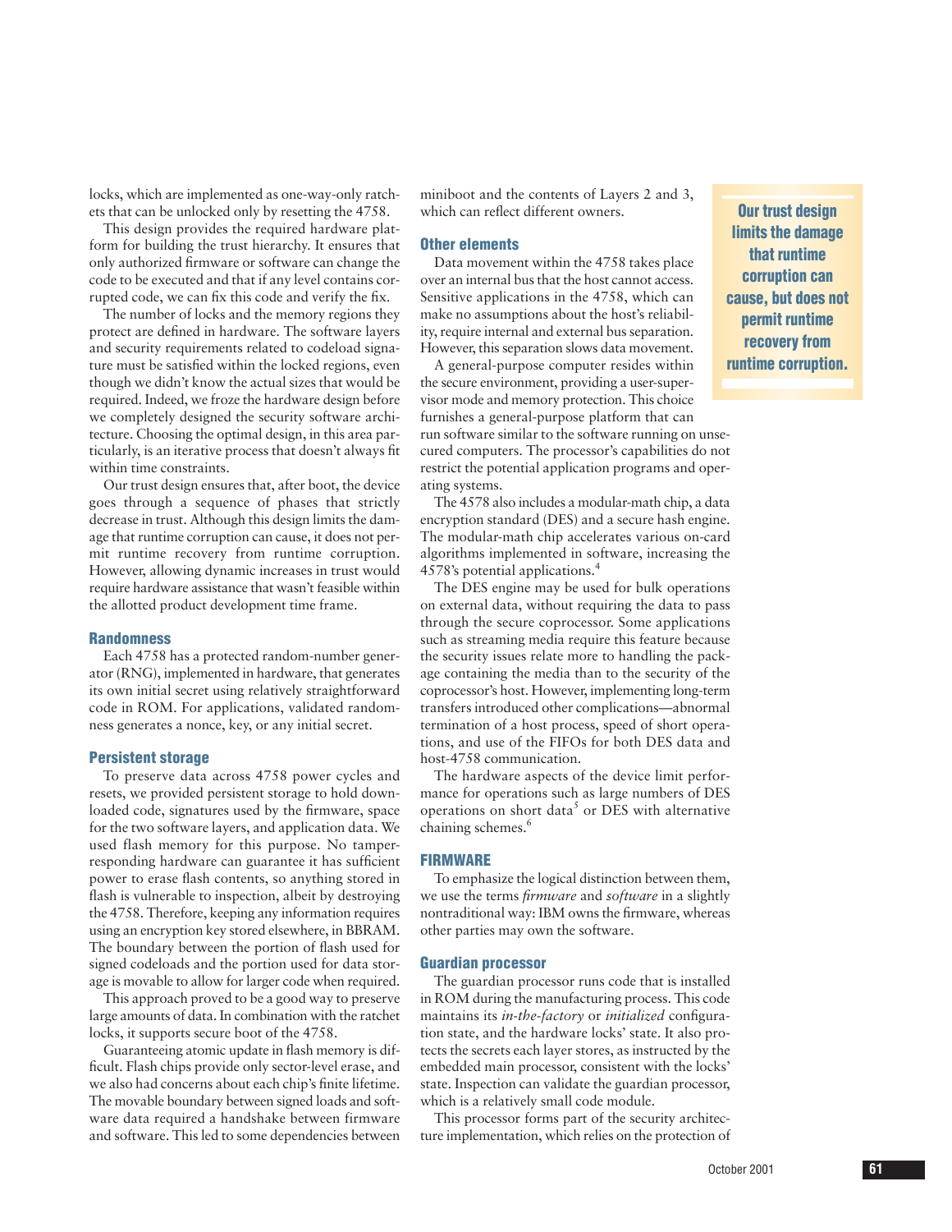locks, which are implemented as one-way-only ratchets that can be unlocked only by resetting the 4758.

This design provides the required hardware platform for building the trust hierarchy. It ensures that only authorized firmware or software can change the code to be executed and that if any level contains corrupted code, we can fix this code and verify the fix.

The number of locks and the memory regions they protect are defined in hardware. The software layers and security requirements related to codeload signature must be satisfied within the locked regions, even though we didn't know the actual sizes that would be required. Indeed, we froze the hardware design before we completely designed the security software architecture. Choosing the optimal design, in this area particularly, is an iterative process that doesn't always fit within time constraints.

Our trust design ensures that, after boot, the device goes through a sequence of phases that strictly decrease in trust. Although this design limits the damage that runtime corruption can cause, it does not permit runtime recovery from runtime corruption. However, allowing dynamic increases in trust would require hardware assistance that wasn't feasible within the allotted product development time frame.

### Randomness

Each 4758 has a protected random-number generator (RNG), implemented in hardware, that generates its own initial secret using relatively straightforward code in ROM. For applications, validated randomness generates a nonce, key, or any initial secret.

### Persistent storage

To preserve data across 4758 power cycles and resets, we provided persistent storage to hold downloaded code, signatures used by the firmware, space for the two software layers, and application data. We used flash memory for this purpose. No tamper-responding hardware can guarantee it has sufficient power to erase flash contents, so anything stored in flash is vulnerable to inspection, albeit by destroying the 4758. Therefore, keeping any information requires using an encryption key stored elsewhere, in BBRAM. The boundary between the portion of flash used for signed codeloads and the portion used for data storage is movable to allow for larger code when required.

This approach proved to be a good way to preserve large amounts of data. In combination with the ratchet locks, it supports secure boot of the 4758.

Guaranteeing atomic update in flash memory is difficult. Flash chips provide only sector-level erase, and we also had concerns about each chip's finite lifetime. The movable boundary between signed loads and software data required a handshake between firmware and software. This led to some dependencies between miniboot and the contents of Layers 2 and 3, which can reflect different owners.

### Other elements

Data movement within the 4758 takes place over an internal bus that the host cannot access. Sensitive applications in the 4758, which can make no assumptions about the host's reliability, require internal and external bus separation. However, this separation slows data movement.

A general-purpose computer resides within the secure environment, providing a user-supervisor mode and memory protection. This choice furnishes a general-purpose platform that can run software similar to the software running on unsecured computers. The processor's capabilities do not restrict the potential application programs and operating systems.

The 4578 also includes a modular-math chip, a data encryption standard (DES) and a secure hash engine. The modular-math chip accelerates various on-card algorithms implemented in software, increasing the 4578's potential applications.[4]

The DES engine may be used for bulk operations on external data, without requiring the data to pass through the secure coprocessor. Some applications such as streaming media require this feature because the security issues relate more to handling the package containing the media than to the security of the coprocessor's host. However, implementing long-term transfers introduced other complications—abnormal termination of a host process, speed of short operations, and use of the FIFOs for both DES data and host-4758 communication.

The hardware aspects of the device limit performance for operations such as large numbers of DES operations on short data[5] or DES with alternative chaining schemes.[6]

## FIRMWARE

To emphasize the logical distinction between them, we use the terms *firmware* and *software* in a slightly nontraditional way: IBM owns the firmware, whereas other parties may own the software.

### Guardian processor

The guardian processor runs code that is installed in ROM during the manufacturing process. This code maintains its *in-the-factory* or *initialized* configuration state, and the hardware locks' state. It also protects the secrets each layer stores, as instructed by the embedded main processor, consistent with the locks' state. Inspection can validate the guardian processor, which is a relatively small code module.

This processor forms part of the security architecture implementation, which relies on the protection of

**Our trust design limits the damage that runtime corruption can cause, but does not permit runtime recovery from runtime corruption.**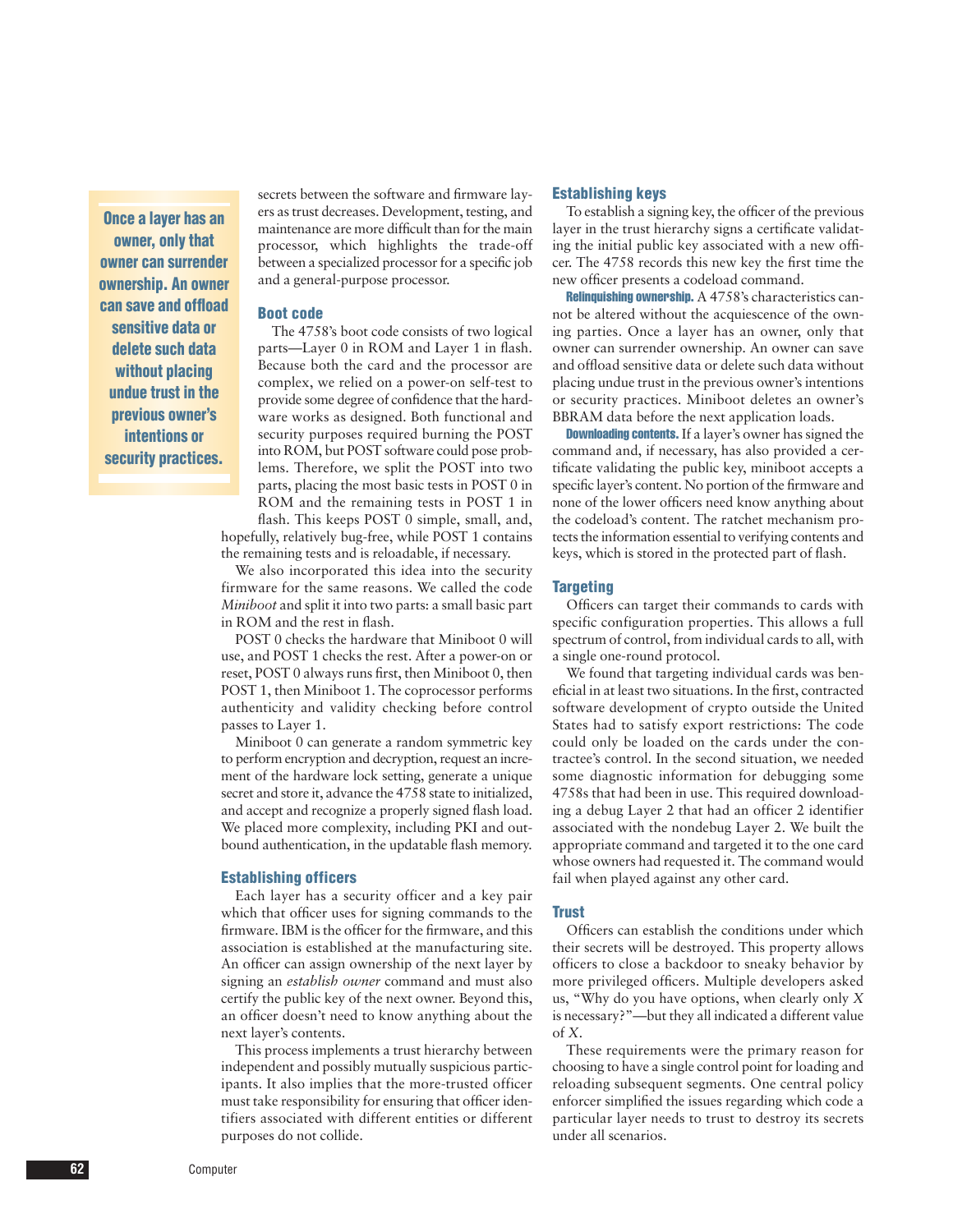> **Once a layer has an owner, only that owner can surrender ownership. An owner can save and offload sensitive data or delete such data without placing undue trust in the previous owner's intentions or security practices.**

secrets between the software and firmware layers as trust decreases. Development, testing, and maintenance are more difficult than for the main processor, which highlights the trade-off between a specialized processor for a specific job and a general-purpose processor.

## Boot code

The 4758's boot code consists of two logical parts—Layer 0 in ROM and Layer 1 in flash. Because both the card and the processor are complex, we relied on a power-on self-test to provide some degree of confidence that the hardware works as designed. Both functional and security purposes required burning the POST into ROM, but POST software could pose problems. Therefore, we split the POST into two parts, placing the most basic tests in POST 0 in ROM and the remaining tests in POST 1 in flash. This keeps POST 0 simple, small, and, hopefully, relatively bug-free, while POST 1 contains the remaining tests and is reloadable, if necessary.

We also incorporated this idea into the security firmware for the same reasons. We called the code *Miniboot* and split it into two parts: a small basic part in ROM and the rest in flash.

POST 0 checks the hardware that Miniboot 0 will use, and POST 1 checks the rest. After a power-on or reset, POST 0 always runs first, then Miniboot 0, then POST 1, then Miniboot 1. The coprocessor performs authenticity and validity checking before control passes to Layer 1.

Miniboot 0 can generate a random symmetric key to perform encryption and decryption, request an increment of the hardware lock setting, generate a unique secret and store it, advance the 4758 state to initialized, and accept and recognize a properly signed flash load. We placed more complexity, including PKI and outbound authentication, in the updatable flash memory.

## Establishing officers

Each layer has a security officer and a key pair which that officer uses for signing commands to the firmware. IBM is the officer for the firmware, and this association is established at the manufacturing site. An officer can assign ownership of the next layer by signing an *establish owner* command and must also certify the public key of the next owner. Beyond this, an officer doesn't need to know anything about the next layer's contents.

This process implements a trust hierarchy between independent and possibly mutually suspicious participants. It also implies that the more-trusted officer must take responsibility for ensuring that officer identifiers associated with different entities or different purposes do not collide.

## Establishing keys

To establish a signing key, the officer of the previous layer in the trust hierarchy signs a certificate validating the initial public key associated with a new officer. The 4758 records this new key the first time the new officer presents a codeload command.

**Relinquishing ownership.** A 4758's characteristics cannot be altered without the acquiescence of the owning parties. Once a layer has an owner, only that owner can surrender ownership. An owner can save and offload sensitive data or delete such data without placing undue trust in the previous owner's intentions or security practices. Miniboot deletes an owner's BBRAM data before the next application loads.

**Downloading contents.** If a layer's owner has signed the command and, if necessary, has also provided a certificate validating the public key, miniboot accepts a specific layer's content. No portion of the firmware and none of the lower officers need know anything about the codeload's content. The ratchet mechanism protects the information essential to verifying contents and keys, which is stored in the protected part of flash.

## Targeting

Officers can target their commands to cards with specific configuration properties. This allows a full spectrum of control, from individual cards to all, with a single one-round protocol.

We found that targeting individual cards was beneficial in at least two situations. In the first, contracted software development of crypto outside the United States had to satisfy export restrictions: The code could only be loaded on the cards under the contractee's control. In the second situation, we needed some diagnostic information for debugging some 4758s that had been in use. This required downloading a debug Layer 2 that had an officer 2 identifier associated with the nondebug Layer 2. We built the appropriate command and targeted it to the one card whose owners had requested it. The command would fail when played against any other card.

## Trust

Officers can establish the conditions under which their secrets will be destroyed. This property allows officers to close a backdoor to sneaky behavior by more privileged officers. Multiple developers asked us, "Why do you have options, when clearly only *X* is necessary?"—but they all indicated a different value of *X*.

These requirements were the primary reason for choosing to have a single control point for loading and reloading subsequent segments. One central policy enforcer simplified the issues regarding which code a particular layer needs to trust to destroy its secrets under all scenarios.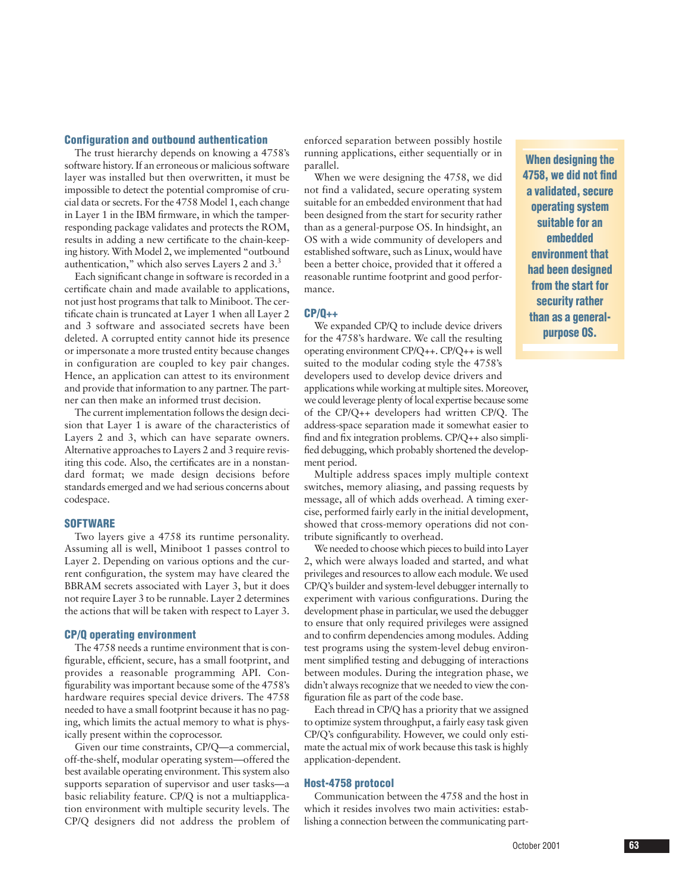### Configuration and outbound authentication

The trust hierarchy depends on knowing a 4758's software history. If an erroneous or malicious software layer was installed but then overwritten, it must be impossible to detect the potential compromise of crucial data or secrets. For the 4758 Model 1, each change in Layer 1 in the IBM firmware, in which the tamper-responding package validates and protects the ROM, results in adding a new certificate to the chain-keeping history. With Model 2, we implemented "outbound authentication," which also serves Layers 2 and 3.[3]

Each significant change in software is recorded in a certificate chain and made available to applications, not just host programs that talk to Miniboot. The certificate chain is truncated at Layer 1 when all Layer 2 and 3 software and associated secrets have been deleted. A corrupted entity cannot hide its presence or impersonate a more trusted entity because changes in configuration are coupled to key pair changes. Hence, an application can attest to its environment and provide that information to any partner. The partner can then make an informed trust decision.

The current implementation follows the design decision that Layer 1 is aware of the characteristics of Layers 2 and 3, which can have separate owners. Alternative approaches to Layers 2 and 3 require revisiting this code. Also, the certificates are in a nonstandard format; we made design decisions before standards emerged and we had serious concerns about codespace.

## SOFTWARE

Two layers give a 4758 its runtime personality. Assuming all is well, Miniboot 1 passes control to Layer 2. Depending on various options and the current configuration, the system may have cleared the BBRAM secrets associated with Layer 3, but it does not require Layer 3 to be runnable. Layer 2 determines the actions that will be taken with respect to Layer 3.

### CP/Q operating environment

The 4758 needs a runtime environment that is configurable, efficient, secure, has a small footprint, and provides a reasonable programming API. Configurability was important because some of the 4758's hardware requires special device drivers. The 4758 needed to have a small footprint because it has no paging, which limits the actual memory to what is physically present within the coprocessor.

Given our time constraints, CP/Q—a commercial, off-the-shelf, modular operating system—offered the best available operating environment. This system also supports separation of supervisor and user tasks—a basic reliability feature. CP/Q is not a multiapplication environment with multiple security levels. The CP/Q designers did not address the problem of enforced separation between possibly hostile running applications, either sequentially or in parallel.

When we were designing the 4758, we did not find a validated, secure operating system suitable for an embedded environment that had been designed from the start for security rather than as a general-purpose OS. In hindsight, an OS with a wide community of developers and established software, such as Linux, would have been a better choice, provided that it offered a reasonable runtime footprint and good performance.

**When designing the 4758, we did not find a validated, secure operating system suitable for an embedded environment that had been designed from the start for security rather than as a general-purpose OS.**

### CP/Q++

We expanded CP/Q to include device drivers for the 4758's hardware. We call the resulting operating environment CP/Q++. CP/Q++ is well suited to the modular coding style the 4758's developers used to develop device drivers and applications while working at multiple sites. Moreover, we could leverage plenty of local expertise because some of the CP/Q++ developers had written CP/Q. The address-space separation made it somewhat easier to find and fix integration problems. CP/Q++ also simplified debugging, which probably shortened the development period.

Multiple address spaces imply multiple context switches, memory aliasing, and passing requests by message, all of which adds overhead. A timing exercise, performed fairly early in the initial development, showed that cross-memory operations did not contribute significantly to overhead.

We needed to choose which pieces to build into Layer 2, which were always loaded and started, and what privileges and resources to allow each module. We used CP/Q's builder and system-level debugger internally to experiment with various configurations. During the development phase in particular, we used the debugger to ensure that only required privileges were assigned and to confirm dependencies among modules. Adding test programs using the system-level debug environment simplified testing and debugging of interactions between modules. During the integration phase, we didn't always recognize that we needed to view the configuration file as part of the code base.

Each thread in CP/Q has a priority that we assigned to optimize system throughput, a fairly easy task given CP/Q's configurability. However, we could only estimate the actual mix of work because this task is highly application-dependent.

### Host-4758 protocol

Communication between the 4758 and the host in which it resides involves two main activities: establishing a connection between the communicating part-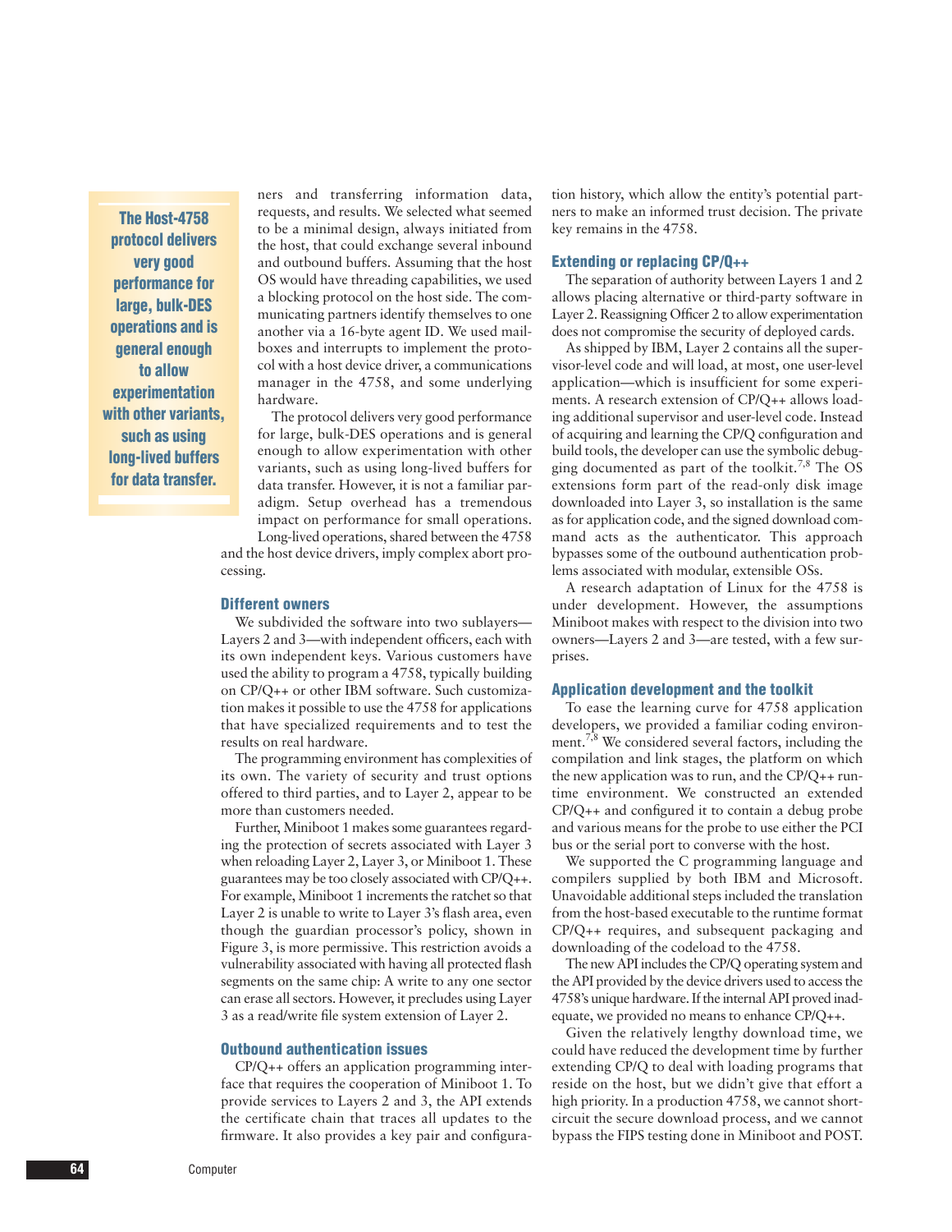ners and transferring information data, requests, and results. We selected what seemed to be a minimal design, always initiated from the host, that could exchange several inbound and outbound buffers. Assuming that the host OS would have threading capabilities, we used a blocking protocol on the host side. The communicating partners identify themselves to one another via a 16-byte agent ID. We used mailboxes and interrupts to implement the protocol with a host device driver, a communications manager in the 4758, and some underlying hardware.

The protocol delivers very good performance for large, bulk-DES operations and is general enough to allow experimentation with other variants, such as using long-lived buffers for data transfer. However, it is not a familiar paradigm. Setup overhead has a tremendous impact on performance for small operations. Long-lived operations, shared between the 4758 and the host device drivers, imply complex abort processing.

**The Host-4758 protocol delivers very good performance for large, bulk-DES operations and is general enough to allow experimentation with other variants, such as using long-lived buffers for data transfer.**

### Different owners

We subdivided the software into two sublayers—Layers 2 and 3—with independent officers, each with its own independent keys. Various customers have used the ability to program a 4758, typically building on CP/Q++ or other IBM software. Such customization makes it possible to use the 4758 for applications that have specialized requirements and to test the results on real hardware.

The programming environment has complexities of its own. The variety of security and trust options offered to third parties, and to Layer 2, appear to be more than customers needed.

Further, Miniboot 1 makes some guarantees regarding the protection of secrets associated with Layer 3 when reloading Layer 2, Layer 3, or Miniboot 1. These guarantees may be too closely associated with CP/Q++. For example, Miniboot 1 increments the ratchet so that Layer 2 is unable to write to Layer 3's flash area, even though the guardian processor's policy, shown in Figure 3, is more permissive. This restriction avoids a vulnerability associated with having all protected flash segments on the same chip: A write to any one sector can erase all sectors. However, it precludes using Layer 3 as a read/write file system extension of Layer 2.

### Outbound authentication issues

CP/Q++ offers an application programming interface that requires the cooperation of Miniboot 1. To provide services to Layers 2 and 3, the API extends the certificate chain that traces all updates to the firmware. It also provides a key pair and configuration history, which allow the entity's potential partners to make an informed trust decision. The private key remains in the 4758.

### Extending or replacing CP/Q++

The separation of authority between Layers 1 and 2 allows placing alternative or third-party software in Layer 2. Reassigning Officer 2 to allow experimentation does not compromise the security of deployed cards.

As shipped by IBM, Layer 2 contains all the supervisor-level code and will load, at most, one user-level application—which is insufficient for some experiments. A research extension of CP/Q++ allows loading additional supervisor and user-level code. Instead of acquiring and learning the CP/Q configuration and build tools, the developer can use the symbolic debugging documented as part of the toolkit.[7,8] The OS extensions form part of the read-only disk image downloaded into Layer 3, so installation is the same as for application code, and the signed download command acts as the authenticator. This approach bypasses some of the outbound authentication problems associated with modular, extensible OSs.

A research adaptation of Linux for the 4758 is under development. However, the assumptions Miniboot makes with respect to the division into two owners—Layers 2 and 3—are tested, with a few surprises.

### Application development and the toolkit

To ease the learning curve for 4758 application developers, we provided a familiar coding environment.[7,8] We considered several factors, including the compilation and link stages, the platform on which the new application was to run, and the CP/Q++ runtime environment. We constructed an extended CP/Q++ and configured it to contain a debug probe and various means for the probe to use either the PCI bus or the serial port to converse with the host.

We supported the C programming language and compilers supplied by both IBM and Microsoft. Unavoidable additional steps included the translation from the host-based executable to the runtime format CP/Q++ requires, and subsequent packaging and downloading of the codeload to the 4758.

The new API includes the CP/Q operating system and the API provided by the device drivers used to access the 4758's unique hardware. If the internal API proved inadequate, we provided no means to enhance CP/Q++.

Given the relatively lengthy download time, we could have reduced the development time by further extending CP/Q to deal with loading programs that reside on the host, but we didn't give that effort a high priority. In a production 4758, we cannot short-circuit the secure download process, and we cannot bypass the FIPS testing done in Miniboot and POST.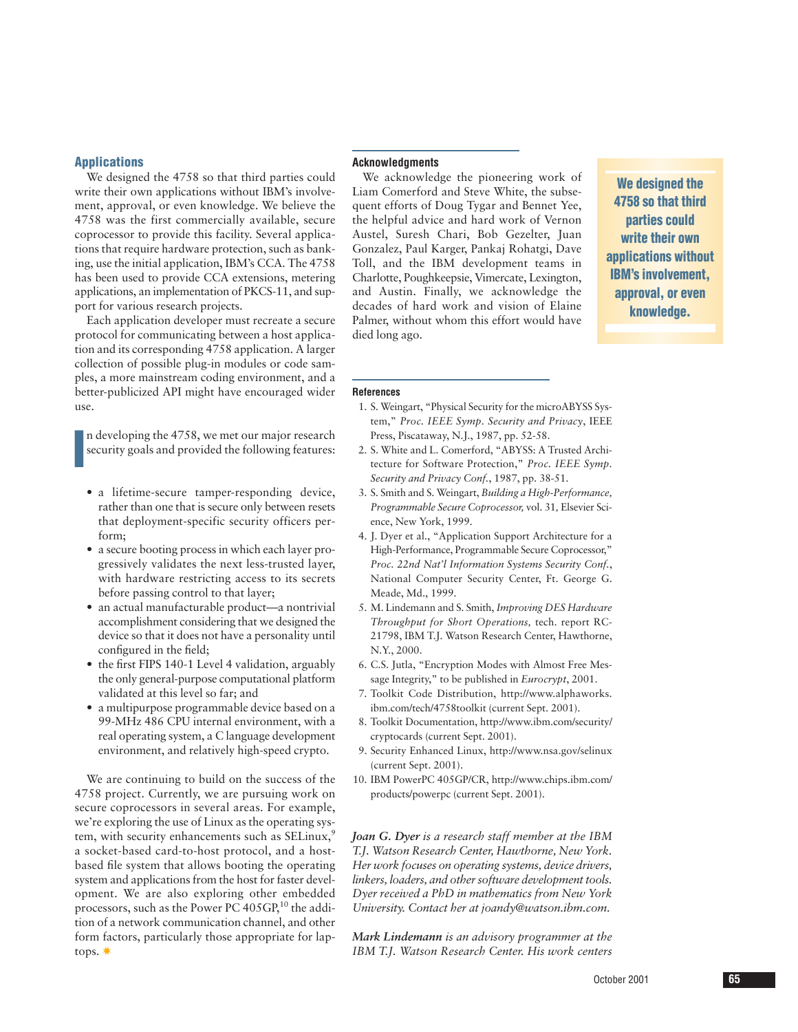## Applications

We designed the 4758 so that third parties could write their own applications without IBM's involvement, approval, or even knowledge. We believe the 4758 was the first commercially available, secure coprocessor to provide this facility. Several applications that require hardware protection, such as banking, use the initial application, IBM's CCA. The 4758 has been used to provide CCA extensions, metering applications, an implementation of PKCS-11, and support for various research projects.

Each application developer must recreate a secure protocol for communicating between a host application and its corresponding 4758 application. A larger collection of possible plug-in modules or code samples, a more mainstream coding environment, and a better-publicized API might have encouraged wider use.

In developing the 4758, we met our major research security goals and provided the following features:

- a lifetime-secure tamper-responding device, rather than one that is secure only between resets that deployment-specific security officers perform;
- a secure booting process in which each layer progressively validates the next less-trusted layer, with hardware restricting access to its secrets before passing control to that layer;
- an actual manufacturable product—a nontrivial accomplishment considering that we designed the device so that it does not have a personality until configured in the field;
- the first FIPS 140-1 Level 4 validation, arguably the only general-purpose computational platform validated at this level so far; and
- a multipurpose programmable device based on a 99-MHz 486 CPU internal environment, with a real operating system, a C language development environment, and relatively high-speed crypto.

We are continuing to build on the success of the 4758 project. Currently, we are pursuing work on secure coprocessors in several areas. For example, we're exploring the use of Linux as the operating system, with security enhancements such as SELinux,[9] a socket-based card-to-host protocol, and a host-based file system that allows booting the operating system and applications from the host for faster development. We are also exploring other embedded processors, such as the Power PC 405GP,[10] the addition of a network communication channel, and other form factors, particularly those appropriate for laptops. ✷

**We designed the 4758 so that third parties could write their own applications without IBM's involvement, approval, or even knowledge.**

### Acknowledgments

We acknowledge the pioneering work of Liam Comerford and Steve White, the subsequent efforts of Doug Tygar and Bennet Yee, the helpful advice and hard work of Vernon Austel, Suresh Chari, Bob Gezelter, Juan Gonzalez, Paul Karger, Pankaj Rohatgi, Dave Toll, and the IBM development teams in Charlotte, Poughkeepsie, Vimercate, Lexington, and Austin. Finally, we acknowledge the decades of hard work and vision of Elaine Palmer, without whom this effort would have died long ago.

### References

1. S. Weingart, "Physical Security for the microABYSS System," *Proc. IEEE Symp. Security and Privacy*, IEEE Press, Piscataway, N.J., 1987, pp. 52-58.
2. S. White and L. Comerford, "ABYSS: A Trusted Architecture for Software Protection," *Proc. IEEE Symp. Security and Privacy Conf.*, 1987, pp. 38-51.
3. S. Smith and S. Weingart, *Building a High-Performance, Programmable Secure Coprocessor,* vol. 31*,* Elsevier Science, New York, 1999.
4. J. Dyer et al., "Application Support Architecture for a High-Performance, Programmable Secure Coprocessor," *Proc. 22nd Nat'l Information Systems Security Conf.*, National Computer Security Center, Ft. George G. Meade, Md., 1999.
5. M. Lindemann and S. Smith, *Improving DES Hardware Throughput for Short Operations,* tech. report RC-21798, IBM T.J. Watson Research Center, Hawthorne, N.Y., 2000.
6. C.S. Jutla, "Encryption Modes with Almost Free Message Integrity," to be published in *Eurocrypt*, 2001.
7. Toolkit Code Distribution, http://www.alphaworks.ibm.com/tech/4758toolkit (current Sept. 2001).
8. Toolkit Documentation, http://www.ibm.com/security/cryptocards (current Sept. 2001).
9. Security Enhanced Linux, http://www.nsa.gov/selinux (current Sept. 2001).
10. IBM PowerPC 405GP/CR, http://www.chips.ibm.com/products/powerpc (current Sept. 2001).

***Joan G. Dyer*** *is a research staff member at the IBM T.J. Watson Research Center, Hawthorne, New York. Her work focuses on operating systems, device drivers, linkers, loaders, and other software development tools. Dyer received a PhD in mathematics from New York University. Contact her at joandy@watson.ibm.com.*

***Mark Lindemann*** *is an advisory programmer at the IBM T.J. Watson Research Center. His work centers*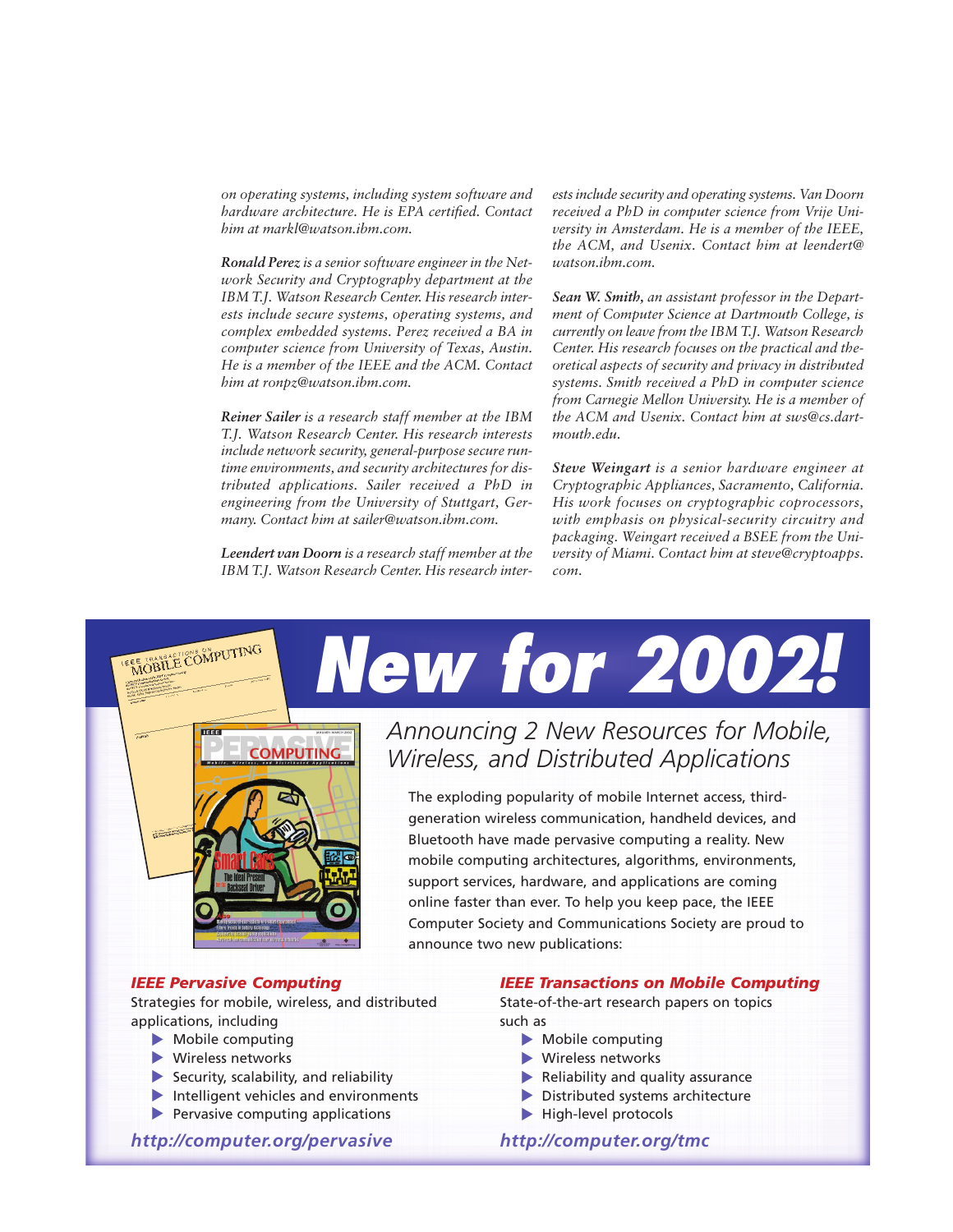*on operating systems, including system software and hardware architecture. He is EPA certified. Contact him at markl@watson.ibm.com.*

***Ronald Perez** is a senior software engineer in the Network Security and Cryptography department at the IBM T.J. Watson Research Center. His research interests include secure systems, operating systems, and complex embedded systems. Perez received a BA in computer science from University of Texas, Austin. He is a member of the IEEE and the ACM. Contact him at ronpz@watson.ibm.com.*

***Reiner Sailer** is a research staff member at the IBM T.J. Watson Research Center. His research interests include network security, general-purpose secure runtime environments, and security architectures for distributed applications. Sailer received a PhD in engineering from the University of Stuttgart, Germany. Contact him at sailer@watson.ibm.com.*

***Leendert van Doorn** is a research staff member at the IBM T.J. Watson Research Center. His research interests include security and operating systems. Van Doorn received a PhD in computer science from Vrije University in Amsterdam. He is a member of the IEEE, the ACM, and Usenix. Contact him at leendert@watson.ibm.com.*

***Sean W. Smith**, an assistant professor in the Department of Computer Science at Dartmouth College, is currently on leave from the IBM T.J. Watson Research Center. His research focuses on the practical and theoretical aspects of security and privacy in distributed systems. Smith received a PhD in computer science from Carnegie Mellon University. He is a member of the ACM and Usenix. Contact him at sws@cs.dartmouth.edu.*

***Steve Weingart** is a senior hardware engineer at Cryptographic Appliances, Sacramento, California. His work focuses on cryptographic coprocessors, with emphasis on physical-security circuitry and packaging. Weingart received a BSEE from the University of Miami. Contact him at steve@cryptoapps.com.*

# New for 2002!

## Announcing 2 New Resources for Mobile, Wireless, and Distributed Applications

The exploding popularity of mobile Internet access, third-generation wireless communication, handheld devices, and Bluetooth have made pervasive computing a reality. New mobile computing architectures, algorithms, environments, support services, hardware, and applications are coming online faster than ever. To help you keep pace, the IEEE Computer Society and Communications Society are proud to announce two new publications:

### *IEEE Pervasive Computing*

Strategies for mobile, wireless, and distributed applications, including

- Mobile computing
- Wireless networks
- Security, scalability, and reliability
- Intelligent vehicles and environments
- Pervasive computing applications

***http://computer.org/pervasive***

### *IEEE Transactions on Mobile Computing*

State-of-the-art research papers on topics such as

- Mobile computing
- Wireless networks
- Reliability and quality assurance
- Distributed systems architecture
- High-level protocols

***http://computer.org/tmc***